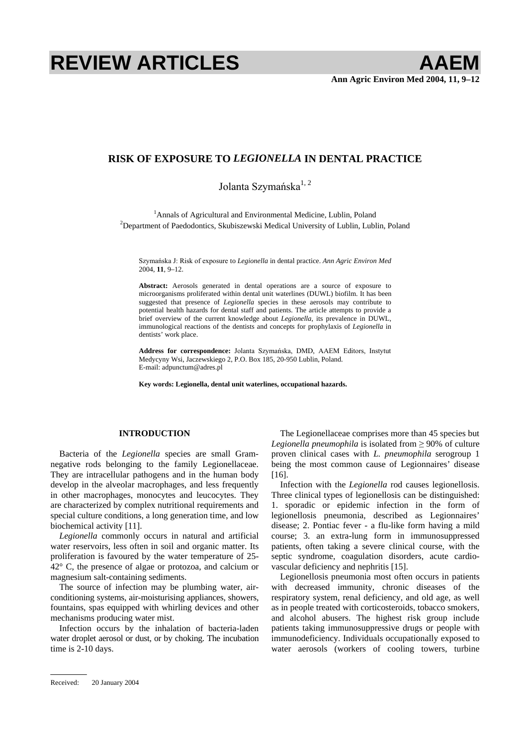# RISK OF EXPOSURE TO *LEGIONELLA* IN DENTAL PRACTICE

Jolanta Szymańska[1, 2]

[1]Annals of Agricultural and Environmental Medicine, Lublin, Poland
[2]Department of Paedodontics, Skubiszewski Medical University of Lublin, Lublin, Poland

Szymańska J: Risk of exposure to *Legionella* in dental practice. *Ann Agric Environ Med* 2004, **11**, 9–12.

**Abstract:** Aerosols generated in dental operations are a source of exposure to microorganisms proliferated within dental unit waterlines (DUWL) biofilm. It has been suggested that presence of *Legionella* species in these aerosols may contribute to potential health hazards for dental staff and patients. The article attempts to provide a brief overview of the current knowledge about *Legionella*, its prevalence in DUWL, immunological reactions of the dentists and concepts for prophylaxis of *Legionella* in dentists' work place.

**Address for correspondence:** Jolanta Szymańska, DMD, AAEM Editors, Instytut Medycyny Wsi, Jaczewskiego 2, P.O. Box 185, 20-950 Lublin, Poland.
E-mail: adpunctum@adres.pl

**Key words: Legionella, dental unit waterlines, occupational hazards.**

## INTRODUCTION

Bacteria of the *Legionella* species are small Gram-negative rods belonging to the family Legionellaceae. They are intracellular pathogens and in the human body develop in the alveolar macrophages, and less frequently in other macrophages, monocytes and leucocytes. They are characterized by complex nutritional requirements and special culture conditions, a long generation time, and low biochemical activity [11].

*Legionella* commonly occurs in natural and artificial water reservoirs, less often in soil and organic matter. Its proliferation is favoured by the water temperature of 25-42° C, the presence of algae or protozoa, and calcium or magnesium salt-containing sediments.

The source of infection may be plumbing water, air-conditioning systems, air-moisturising appliances, showers, fountains, spas equipped with whirling devices and other mechanisms producing water mist.

Infection occurs by the inhalation of bacteria-laden water droplet aerosol or dust, or by choking. The incubation time is 2-10 days.

The Legionellaceae comprises more than 45 species but *Legionella pneumophila* is isolated from ≥ 90% of culture proven clinical cases with *L. pneumophila* serogroup 1 being the most common cause of Legionnaires' disease [16].

Infection with the *Legionella* rod causes legionellosis. Three clinical types of legionellosis can be distinguished: 1. sporadic or epidemic infection in the form of legionellosis pneumonia, described as Legionnaires' disease; 2. Pontiac fever - a flu-like form having a mild course; 3. an extra-lung form in immunosuppressed patients, often taking a severe clinical course, with the septic syndrome, coagulation disorders, acute cardio-vascular deficiency and nephritis [15].

Legionellosis pneumonia most often occurs in patients with decreased immunity, chronic diseases of the respiratory system, renal deficiency, and old age, as well as in people treated with corticosteroids, tobacco smokers, and alcohol abusers. The highest risk group include patients taking immunosuppressive drugs or people with immunodeficiency. Individuals occupationally exposed to water aerosols (workers of cooling towers, turbine

Received: 20 January 2004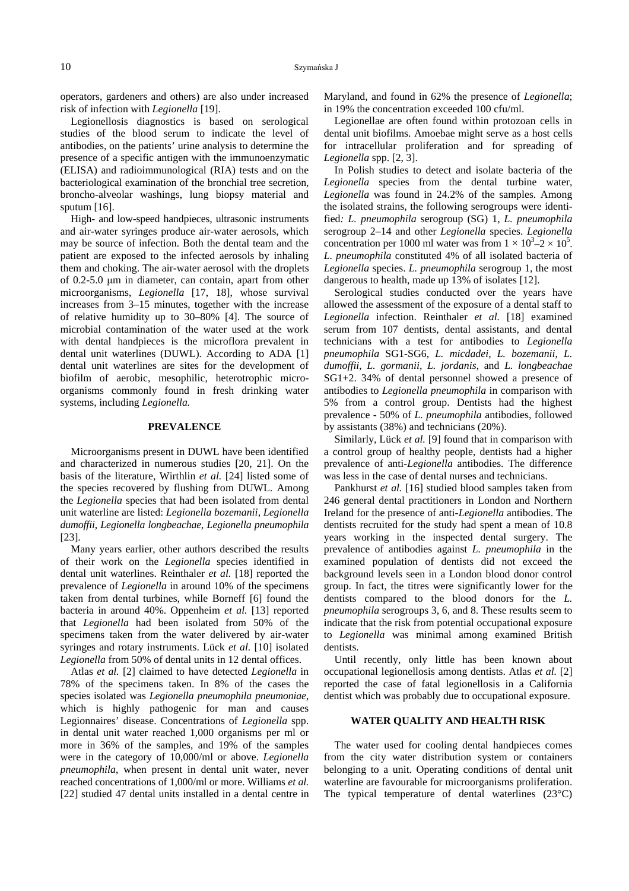operators, gardeners and others) are also under increased risk of infection with *Legionella* [19].

Legionellosis diagnostics is based on serological studies of the blood serum to indicate the level of antibodies, on the patients' urine analysis to determine the presence of a specific antigen with the immunoenzymatic (ELISA) and radioimmunological (RIA) tests and on the bacteriological examination of the bronchial tree secretion, broncho-alveolar washings, lung biopsy material and sputum [16].

High- and low-speed handpieces, ultrasonic instruments and air-water syringes produce air-water aerosols, which may be source of infection. Both the dental team and the patient are exposed to the infected aerosols by inhaling them and choking. The air-water aerosol with the droplets of 0.2-5.0 µm in diameter, can contain, apart from other microorganisms, *Legionella* [17, 18], whose survival increases from 3–15 minutes, together with the increase of relative humidity up to 30–80% [4]. The source of microbial contamination of the water used at the work with dental handpieces is the microflora prevalent in dental unit waterlines (DUWL). According to ADA [1] dental unit waterlines are sites for the development of biofilm of aerobic, mesophilic, heterotrophic microorganisms commonly found in fresh drinking water systems, including *Legionella.*

## PREVALENCE

Microorganisms present in DUWL have been identified and characterized in numerous studies [20, 21]. On the basis of the literature, Wirthlin *et al.* [24] listed some of the species recovered by flushing from DUWL. Among the *Legionella* species that had been isolated from dental unit waterline are listed: *Legionella bozemanii*, *Legionella dumoffii*, *Legionella longbeachae*, *Legionella pneumophila* [23].

Many years earlier, other authors described the results of their work on the *Legionella* species identified in dental unit waterlines. Reinthaler *et al.* [18] reported the prevalence of *Legionella* in around 10% of the specimens taken from dental turbines, while Borneff [6] found the bacteria in around 40%. Oppenheim *et al.* [13] reported that *Legionella* had been isolated from 50% of the specimens taken from the water delivered by air-water syringes and rotary instruments. Lück *et al.* [10] isolated *Legionella* from 50% of dental units in 12 dental offices.

Atlas *et al.* [2] claimed to have detected *Legionella* in 78% of the specimens taken. In 8% of the cases the species isolated was *Legionella pneumophila pneumoniae*, which is highly pathogenic for man and causes Legionnaires' disease. Concentrations of *Legionella* spp. in dental unit water reached 1,000 organisms per ml or more in 36% of the samples, and 19% of the samples were in the category of 10,000/ml or above. *Legionella pneumophila*, when present in dental unit water, never reached concentrations of 1,000/ml or more. Williams *et al.* [22] studied 47 dental units installed in a dental centre in Maryland, and found in 62% the presence of *Legionella*; in 19% the concentration exceeded 100 cfu/ml.

Legionellae are often found within protozoan cells in dental unit biofilms. Amoebae might serve as a host cells for intracellular proliferation and for spreading of *Legionella* spp. [2, 3].

In Polish studies to detect and isolate bacteria of the *Legionella* species from the dental turbine water, *Legionella* was found in 24.2% of the samples. Among the isolated strains, the following serogroups were identified*: L. pneumophila* serogroup (SG) 1, *L. pneumophila* serogroup 2–14 and other *Legionella* species. *Legionella* concentration per 1000 ml water was from $1 \times 10^3$–$2 \times 10^5$. *L. pneumophila* constituted 4% of all isolated bacteria of *Legionella* species. *L. pneumophila* serogroup 1, the most dangerous to health, made up 13% of isolates [12].

Serological studies conducted over the years have allowed the assessment of the exposure of a dental staff to *Legionella* infection. Reinthaler *et al.* [18] examined serum from 107 dentists, dental assistants, and dental technicians with a test for antibodies to *Legionella pneumophila* SG1-SG6, *L. micdadei*, *L. bozemanii*, *L. dumoffii*, *L. gormanii*, *L. jordanis*, and *L. longbeachae* SG1+2. 34% of dental personnel showed a presence of antibodies to *Legionella pneumophila* in comparison with 5% from a control group. Dentists had the highest prevalence - 50% of *L. pneumophila* antibodies, followed by assistants (38%) and technicians (20%).

Similarly, Lück *et al.* [9] found that in comparison with a control group of healthy people, dentists had a higher prevalence of anti-*Legionella* antibodies. The difference was less in the case of dental nurses and technicians.

Pankhurst *et al.* [16] studied blood samples taken from 246 general dental practitioners in London and Northern Ireland for the presence of anti-*Legionella* antibodies. The dentists recruited for the study had spent a mean of 10.8 years working in the inspected dental surgery. The prevalence of antibodies against *L. pneumophila* in the examined population of dentists did not exceed the background levels seen in a London blood donor control group. In fact, the titres were significantly lower for the dentists compared to the blood donors for the *L. pneumophila* serogroups 3, 6, and 8. These results seem to indicate that the risk from potential occupational exposure to *Legionella* was minimal among examined British dentists.

Until recently, only little has been known about occupational legionellosis among dentists. Atlas *et al.* [2] reported the case of fatal legionellosis in a California dentist which was probably due to occupational exposure.

## WATER QUALITY AND HEALTH RISK

The water used for cooling dental handpieces comes from the city water distribution system or containers belonging to a unit. Operating conditions of dental unit waterline are favourable for microorganisms proliferation. The typical temperature of dental waterlines (23°C)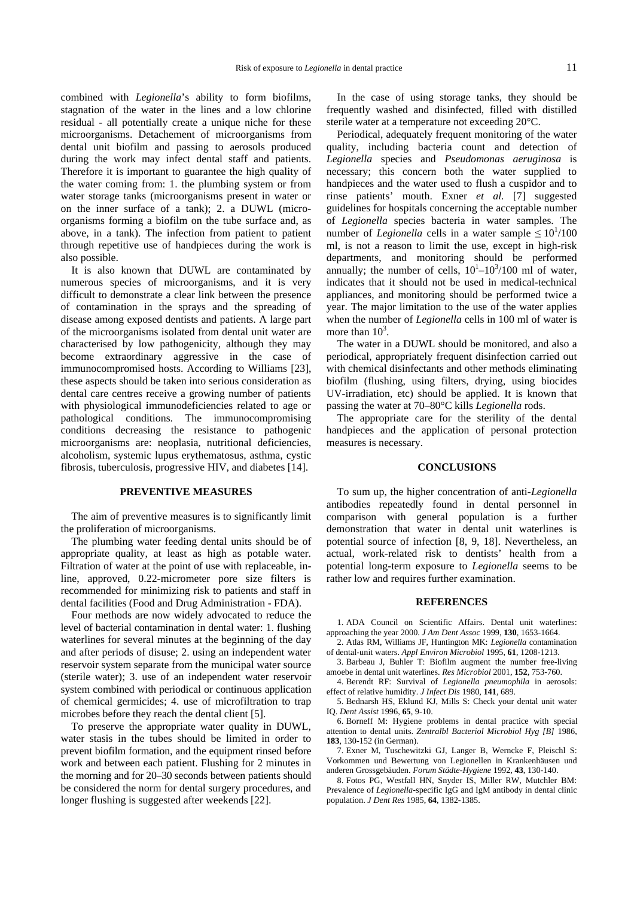combined with *Legionella*'s ability to form biofilms, stagnation of the water in the lines and a low chlorine residual - all potentially create a unique niche for these microorganisms. Detachement of microorganisms from dental unit biofilm and passing to aerosols produced during the work may infect dental staff and patients. Therefore it is important to guarantee the high quality of the water coming from: 1. the plumbing system or from water storage tanks (microorganisms present in water or on the inner surface of a tank); 2. a DUWL (microorganisms forming a biofilm on the tube surface and, as above, in a tank). The infection from patient to patient through repetitive use of handpieces during the work is also possible.

It is also known that DUWL are contaminated by numerous species of microorganisms, and it is very difficult to demonstrate a clear link between the presence of contamination in the sprays and the spreading of disease among exposed dentists and patients. A large part of the microorganisms isolated from dental unit water are characterised by low pathogenicity, although they may become extraordinary aggressive in the case of immunocompromised hosts. According to Williams [23], these aspects should be taken into serious consideration as dental care centres receive a growing number of patients with physiological immunodeficiencies related to age or pathological conditions. The immunocompromising conditions decreasing the resistance to pathogenic microorganisms are: neoplasia, nutritional deficiencies, alcoholism, systemic lupus erythematosus, asthma, cystic fibrosis, tuberculosis, progressive HIV, and diabetes [14].

## PREVENTIVE MEASURES

The aim of preventive measures is to significantly limit the proliferation of microorganisms.

The plumbing water feeding dental units should be of appropriate quality, at least as high as potable water. Filtration of water at the point of use with replaceable, in-line, approved, 0.22-micrometer pore size filters is recommended for minimizing risk to patients and staff in dental facilities (Food and Drug Administration - FDA).

Four methods are now widely advocated to reduce the level of bacterial contamination in dental water: 1. flushing waterlines for several minutes at the beginning of the day and after periods of disuse; 2. using an independent water reservoir system separate from the municipal water source (sterile water); 3. use of an independent water reservoir system combined with periodical or continuous application of chemical germicides; 4. use of microfiltration to trap microbes before they reach the dental client [5].

To preserve the appropriate water quality in DUWL, water stasis in the tubes should be limited in order to prevent biofilm formation, and the equipment rinsed before work and between each patient. Flushing for 2 minutes in the morning and for 20–30 seconds between patients should be considered the norm for dental surgery procedures, and longer flushing is suggested after weekends [22].

In the case of using storage tanks, they should be frequently washed and disinfected, filled with distilled sterile water at a temperature not exceeding 20°C.

Periodical, adequately frequent monitoring of the water quality, including bacteria count and detection of *Legionella* species and *Pseudomonas aeruginosa* is necessary; this concern both the water supplied to handpieces and the water used to flush a cuspidor and to rinse patients' mouth. Exner *et al.* [7] suggested guidelines for hospitals concerning the acceptable number of *Legionella* species bacteria in water samples. The number of *Legionella* cells in a water sample $\leq 10^1$/100 ml, is not a reason to limit the use, except in high-risk departments, and monitoring should be performed annually; the number of cells, $10^1$–$10^3$/100 ml of water, indicates that it should not be used in medical-technical appliances, and monitoring should be performed twice a year. The major limitation to the use of the water applies when the number of *Legionella* cells in 100 ml of water is more than $10^3$.

The water in a DUWL should be monitored, and also a periodical, appropriately frequent disinfection carried out with chemical disinfectants and other methods eliminating biofilm (flushing, using filters, drying, using biocides UV-irradiation, etc) should be applied. It is known that passing the water at 70–80°C kills *Legionella* rods.

The appropriate care for the sterility of the dental handpieces and the application of personal protection measures is necessary.

## CONCLUSIONS

To sum up, the higher concentration of anti-*Legionella* antibodies repeatedly found in dental personnel in comparison with general population is a further demonstration that water in dental unit waterlines is potential source of infection [8, 9, 18]. Nevertheless, an actual, work-related risk to dentists' health from a potential long-term exposure to *Legionella* seems to be rather low and requires further examination.

## REFERENCES

1. ADA Council on Scientific Affairs. Dental unit waterlines: approaching the year 2000. *J Am Dent Assoc* 1999, **130**, 1653-1664.
2. Atlas RM, Williams JF, Huntington MK: *Legionella* contamination of dental-unit waters. *Appl Environ Microbiol* 1995, **61**, 1208-1213.
3. Barbeau J, Buhler T: Biofilm augment the number free-living amoebe in dental unit waterlines. *Res Microbiol* 2001, **152**, 753-760.
4. Berendt RF: Survival of *Legionella pneumophila* in aerosols: effect of relative humidity. *J Infect Dis* 1980, **141**, 689.
5. Bednarsh HS, Eklund KJ, Mills S: Check your dental unit water IQ. *Dent Assist* 1996, **65**, 9-10.
6. Borneff M: Hygiene problems in dental practice with special attention to dental units. *Zentralbl Bacteriol Microbiol Hyg [B]* 1986, **183**, 130-152 (in German).
7. Exner M, Tuschewitzki GJ, Langer B, Werncke F, Pleischl S: Vorkommen und Bewertung von Legionellen in Krankenhäusen und anderen Grossgebäuden. *Forum Städte-Hygiene* 1992, **43**, 130-140.
8. Fotos PG, Westfall HN, Snyder IS, Miller RW, Mutchler BM: Prevalence of *Legionella*-specific IgG and IgM antibody in dental clinic population. *J Dent Res* 1985, **64**, 1382-1385.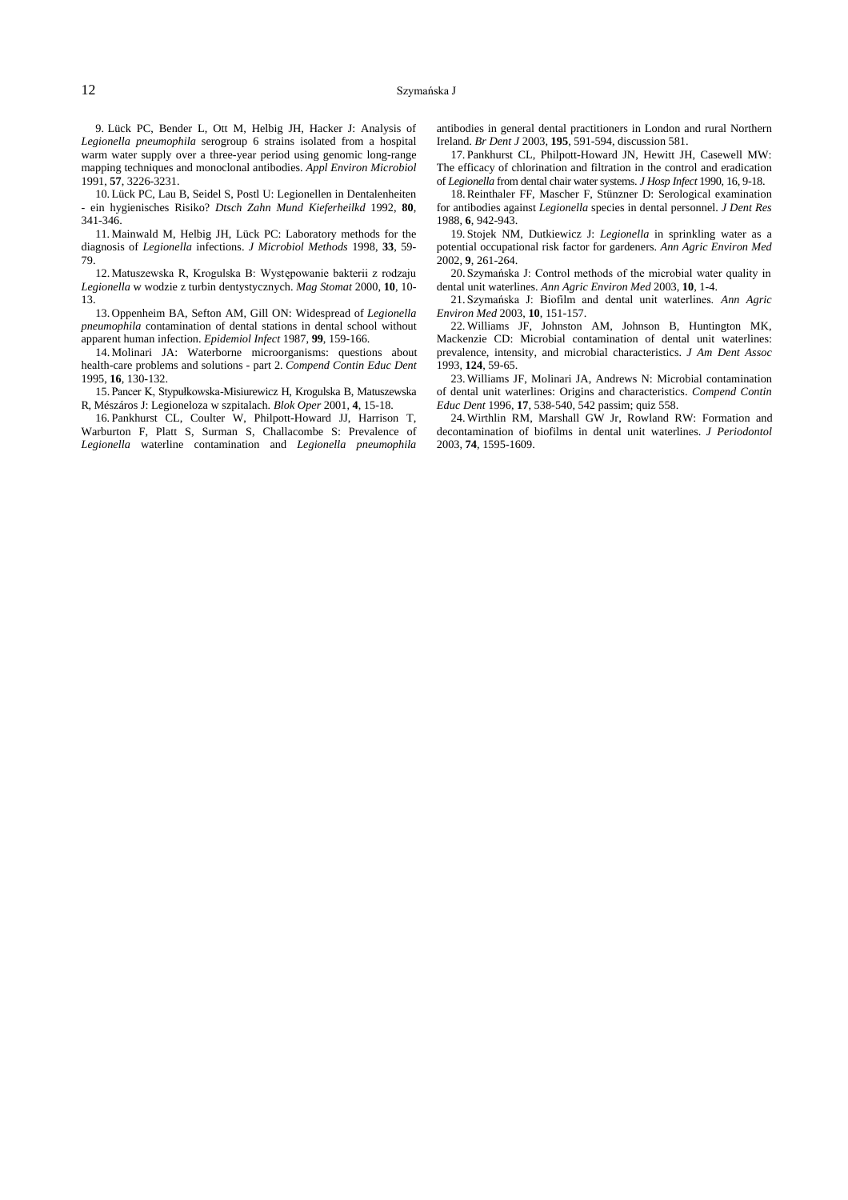9. Lück PC, Bender L, Ott M, Helbig JH, Hacker J: Analysis of *Legionella pneumophila* serogroup 6 strains isolated from a hospital warm water supply over a three-year period using genomic long-range mapping techniques and monoclonal antibodies. *Appl Environ Microbiol* 1991, **57**, 3226-3231.

10. Lück PC, Lau B, Seidel S, Postl U: Legionellen in Dentalenheiten - ein hygienisches Risiko? *Dtsch Zahn Mund Kieferheilkd* 1992, **80**, 341-346.

11. Mainwald M, Helbig JH, Lück PC: Laboratory methods for the diagnosis of *Legionella* infections. *J Microbiol Methods* 1998, **33**, 59-79.

12. Matuszewska R, Krogulska B: Występowanie bakterii z rodzaju *Legionella* w wodzie z turbin dentystycznych. *Mag Stomat* 2000, **10**, 10-13.

13. Oppenheim BA, Sefton AM, Gill ON: Widespread of *Legionella pneumophila* contamination of dental stations in dental school without apparent human infection. *Epidemiol Infect* 1987, **99**, 159-166.

14. Molinari JA: Waterborne microorganisms: questions about health-care problems and solutions - part 2. *Compend Contin Educ Dent* 1995, **16**, 130-132.

15. Pancer K, Stypułkowska-Misiurewicz H, Krogulska B, Matuszewska R, Mészáros J: Legioneloza w szpitalach. *Blok Oper* 2001, **4**, 15-18.

16. Pankhurst CL, Coulter W, Philpott-Howard JJ, Harrison T, Warburton F, Platt S, Surman S, Challacombe S: Prevalence of *Legionella* waterline contamination and *Legionella pneumophila* antibodies in general dental practitioners in London and rural Northern Ireland. *Br Dent J* 2003, **195**, 591-594, discussion 581.

17. Pankhurst CL, Philpott-Howard JN, Hewitt JH, Casewell MW: The efficacy of chlorination and filtration in the control and eradication of *Legionella* from dental chair water systems. *J Hosp Infect* 1990, 16, 9-18.

18. Reinthaler FF, Mascher F, Stünzner D: Serological examination for antibodies against *Legionella* species in dental personnel. *J Dent Res* 1988, **6**, 942-943.

19. Stojek NM, Dutkiewicz J: *Legionella* in sprinkling water as a potential occupational risk factor for gardeners. *Ann Agric Environ Med* 2002, **9**, 261-264.

20. Szymańska J: Control methods of the microbial water quality in dental unit waterlines. *Ann Agric Environ Med* 2003, **10**, 1-4.

21. Szymańska J: Biofilm and dental unit waterlines. *Ann Agric Environ Med* 2003, **10**, 151-157.

22. Williams JF, Johnston AM, Johnson B, Huntington MK, Mackenzie CD: Microbial contamination of dental unit waterlines: prevalence, intensity, and microbial characteristics. *J Am Dent Assoc* 1993, **124**, 59-65.

23. Williams JF, Molinari JA, Andrews N: Microbial contamination of dental unit waterlines: Origins and characteristics. *Compend Contin Educ Dent* 1996, **17**, 538-540, 542 passim; quiz 558.

24. Wirthlin RM, Marshall GW Jr, Rowland RW: Formation and decontamination of biofilms in dental unit waterlines. *J Periodontol* 2003, **74**, 1595-1609.